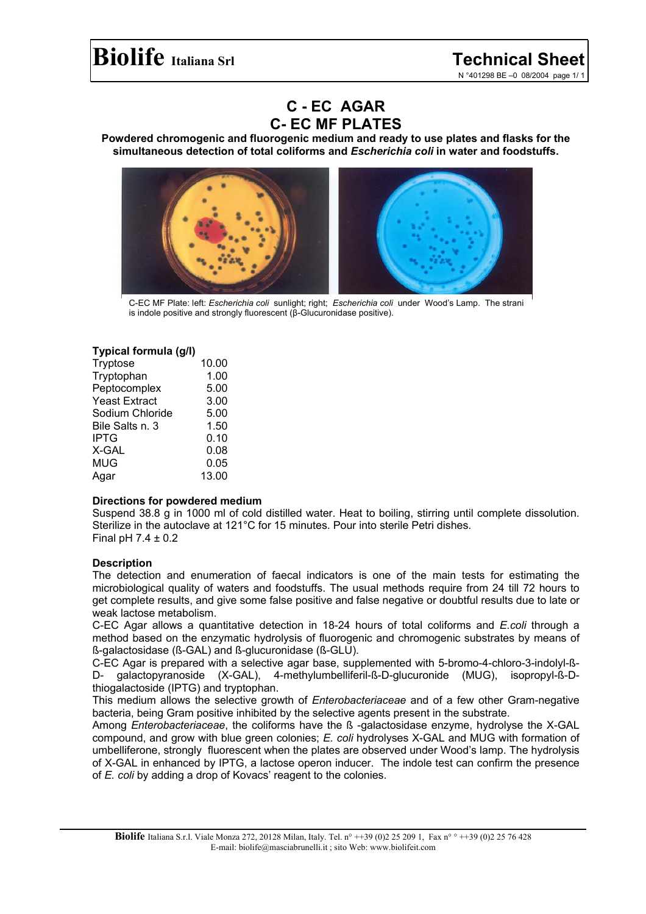# Biolife Italiana Srl

## Technical Sheet

N °401298 BE –0 08/2004

# C - EC AGAR
# C- EC MF PLATES

**Powdered chromogenic and fluorogenic medium and ready to use plates and flasks for the simultaneous detection of total coliforms and *Escherichia coli* in water and foodstuffs.**

C-EC MF Plate: left: *Escherichia coli* sunlight; right; *Escherichia coli* under Wood's Lamp. The strani is indole positive and strongly fluorescent (β-Glucuronidase positive).

### Typical formula (g/l)

| | |
|---|---|
| Tryptose | 10.00 |
| Tryptophan | 1.00 |
| Peptocomplex | 5.00 |
| Yeast Extract | 3.00 |
| Sodium Chloride | 5.00 |
| Bile Salts n. 3 | 1.50 |
| IPTG | 0.10 |
| X-GAL | 0.08 |
| MUG | 0.05 |
| Agar | 13.00 |

### Directions for powdered medium

Suspend 38.8 g in 1000 ml of cold distilled water. Heat to boiling, stirring until complete dissolution. Sterilize in the autoclave at 121°C for 15 minutes. Pour into sterile Petri dishes.
Final pH 7.4 ± 0.2

### Description

The detection and enumeration of faecal indicators is one of the main tests for estimating the microbiological quality of waters and foodstuffs. The usual methods require from 24 till 72 hours to get complete results, and give some false positive and false negative or doubtful results due to late or weak lactose metabolism.

C-EC Agar allows a quantitative detection in 18-24 hours of total coliforms and *E.coli* through a method based on the enzymatic hydrolysis of fluorogenic and chromogenic substrates by means of ß-galactosidase (ß-GAL) and ß-glucuronidase (ß-GLU).

C-EC Agar is prepared with a selective agar base, supplemented with 5-bromo-4-chloro-3-indolyl-ß-D- galactopyranoside (X-GAL), 4-methylumbelliferil-ß-D-glucuronide (MUG), isopropyl-ß-D-thiogalactoside (IPTG) and tryptophan.

This medium allows the selective growth of *Enterobacteriaceae* and of a few other Gram-negative bacteria, being Gram positive inhibited by the selective agents present in the substrate.

Among *Enterobacteriaceae*, the coliforms have the ß -galactosidase enzyme, hydrolyse the X-GAL compound, and grow with blue green colonies; *E. coli* hydrolyses X-GAL and MUG with formation of umbelliferone, strongly fluorescent when the plates are observed under Wood's lamp. The hydrolysis of X-GAL in enhanced by IPTG, a lactose operon inducer. The indole test can confirm the presence of *E. coli* by adding a drop of Kovacs' reagent to the colonies.

**Biolife** Italiana S.r.l. Viale Monza 272, 20128 Milan, Italy. Tel. n° ++39 (0)2 25 209 1, Fax n° ° ++39 (0)2 25 76 428
E-mail: biolife@masciabrunelli.it ; sito Web: www.biolifeit.com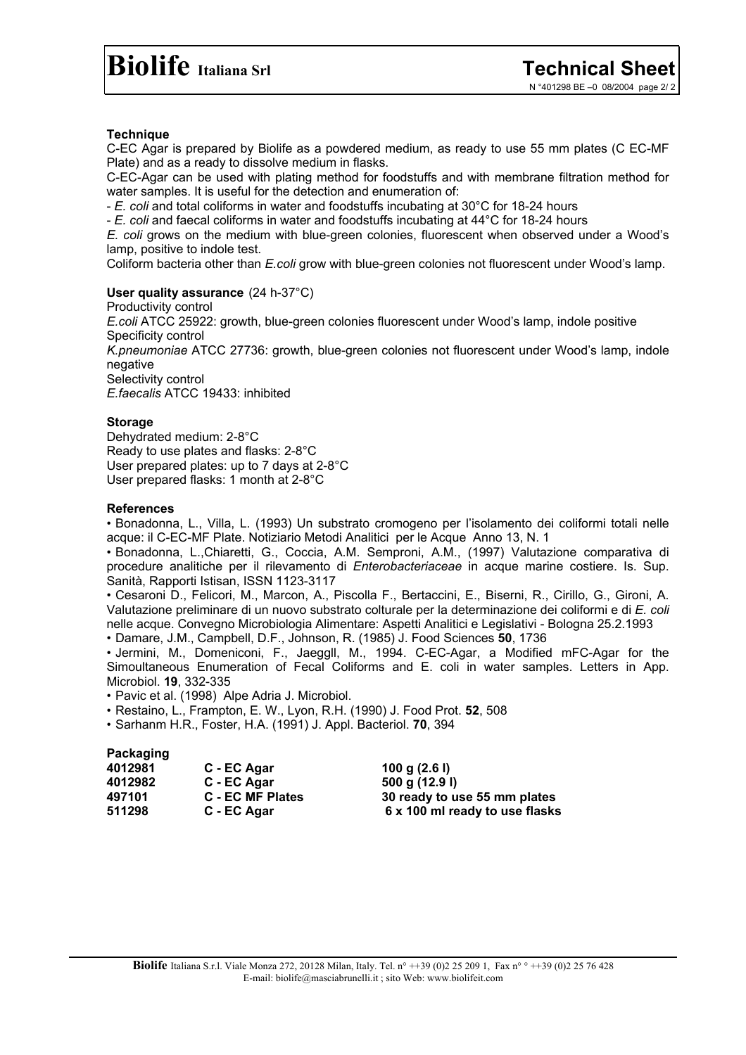### Technique

C-EC Agar is prepared by Biolife as a powdered medium, as ready to use 55 mm plates (C EC-MF Plate) and as a ready to dissolve medium in flasks.

C-EC-Agar can be used with plating method for foodstuffs and with membrane filtration method for water samples. It is useful for the detection and enumeration of:

- *E. coli* and total coliforms in water and foodstuffs incubating at 30°C for 18-24 hours
- *E. coli* and faecal coliforms in water and foodstuffs incubating at 44°C for 18-24 hours

*E. coli* grows on the medium with blue-green colonies, fluorescent when observed under a Wood's lamp, positive to indole test.

Coliform bacteria other than *E.coli* grow with blue-green colonies not fluorescent under Wood's lamp.

### User quality assurance (24 h-37°C)

Productivity control

*E.coli* ATCC 25922: growth, blue-green colonies fluorescent under Wood's lamp, indole positive

Specificity control

*K.pneumoniae* ATCC 27736: growth, blue-green colonies not fluorescent under Wood's lamp, indole negative

Selectivity control

*E.faecalis* ATCC 19433: inhibited

### Storage

Dehydrated medium: 2-8°C
Ready to use plates and flasks: 2-8°C
User prepared plates: up to 7 days at 2-8°C
User prepared flasks: 1 month at 2-8°C

### References

- Bonadonna, L., Villa, L. (1993) Un substrato cromogeno per l'isolamento dei coliformi totali nelle acque: il C-EC-MF Plate. Notiziario Metodi Analitici per le Acque Anno 13, N. 1
- Bonadonna, L.,Chiaretti, G., Coccia, A.M. Semproni, A.M., (1997) Valutazione comparativa di procedure analitiche per il rilevamento di *Enterobacteriaceae* in acque marine costiere. Is. Sup. Sanità, Rapporti Istisan, ISSN 1123-3117
- Cesaroni D., Felicori, M., Marcon, A., Piscolla F., Bertaccini, E., Biserni, R., Cirillo, G., Gironi, A. Valutazione preliminare di un nuovo substrato colturale per la determinazione dei coliformi e di *E. coli* nelle acque. Convegno Microbiologia Alimentare: Aspetti Analitici e Legislativi - Bologna 25.2.1993
- Damare, J.M., Campbell, D.F., Johnson, R. (1985) J. Food Sciences **50**, 1736
- Jermini, M., Domeniconi, F., Jaeggll, M., 1994. C-EC-Agar, a Modified mFC-Agar for the Simoultaneous Enumeration of Fecal Coliforms and E. coli in water samples. Letters in App. Microbiol. **19**, 332-335
- Pavic et al. (1998) Alpe Adria J. Microbiol.
- Restaino, L., Frampton, E. W., Lyon, R.H. (1990) J. Food Prot. **52**, 508
- Sarhanm H.R., Foster, H.A. (1991) J. Appl. Bacteriol. **70**, 394

### Packaging

| | | |
|---|---|---|
| **4012981** | **C - EC Agar** | **100 g (2.6 l)** |
| **4012982** | **C - EC Agar** | **500 g (12.9 l)** |
| **497101** | **C - EC MF Plates** | **30 ready to use 55 mm plates** |
| **511298** | **C - EC Agar** | **6 x 100 ml ready to use flasks** |